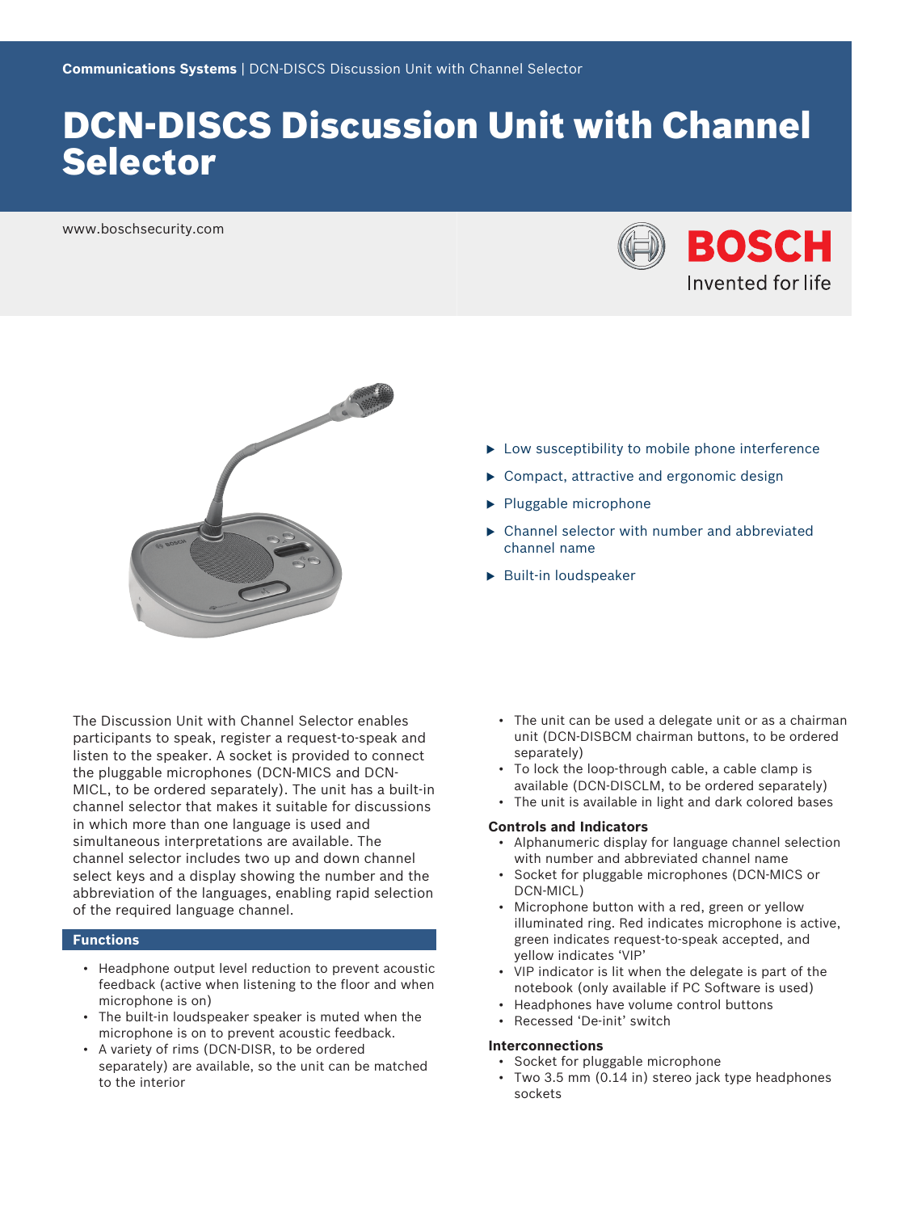Communications Systems | DCN-DISCS Discussion Unit with Channel Selector

# DCN-DISCS Discussion Unit with Channel Selector

www.boschsecurity.com

- ▶ Low susceptibility to mobile phone interference
- ▶ Compact, attractive and ergonomic design
- ▶ Pluggable microphone
- ▶ Channel selector with number and abbreviated channel name
- ▶ Built-in loudspeaker

The Discussion Unit with Channel Selector enables participants to speak, register a request-to-speak and listen to the speaker. A socket is provided to connect the pluggable microphones (DCN-MICS and DCN-MICL, to be ordered separately). The unit has a built-in channel selector that makes it suitable for discussions in which more than one language is used and simultaneous interpretations are available. The channel selector includes two up and down channel select keys and a display showing the number and the abbreviation of the languages, enabling rapid selection of the required language channel.

## Functions

- Headphone output level reduction to prevent acoustic feedback (active when listening to the floor and when microphone is on)
- The built-in loudspeaker speaker is muted when the microphone is on to prevent acoustic feedback.
- A variety of rims (DCN-DISR, to be ordered separately) are available, so the unit can be matched to the interior
- The unit can be used a delegate unit or as a chairman unit (DCN-DISBCM chairman buttons, to be ordered separately)
- To lock the loop-through cable, a cable clamp is available (DCN-DISCLM, to be ordered separately)
- The unit is available in light and dark colored bases

### Controls and Indicators

- Alphanumeric display for language channel selection with number and abbreviated channel name
- Socket for pluggable microphones (DCN-MICS or DCN-MICL)
- Microphone button with a red, green or yellow illuminated ring. Red indicates microphone is active, green indicates request-to-speak accepted, and yellow indicates 'VIP'
- VIP indicator is lit when the delegate is part of the notebook (only available if PC Software is used)
- Headphones have volume control buttons
- Recessed 'De-init' switch

### Interconnections

- Socket for pluggable microphone
- Two 3.5 mm (0.14 in) stereo jack type headphones sockets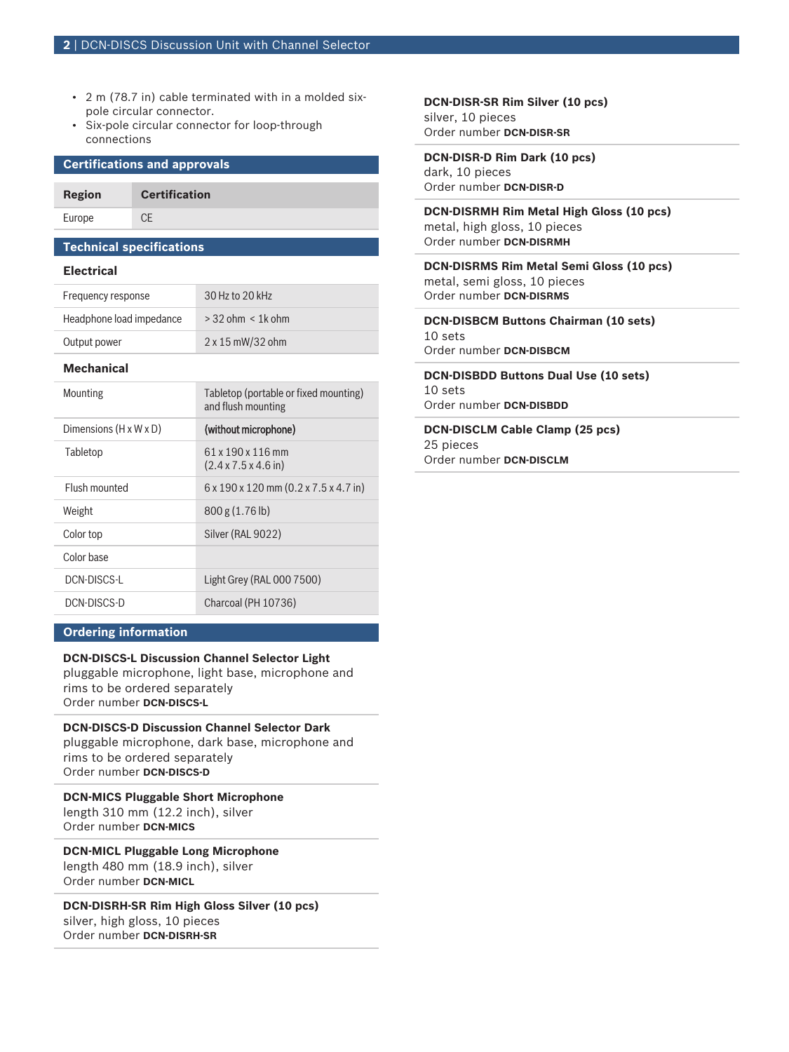- 2 m (78.7 in) cable terminated with in a molded six-pole circular connector.
- Six-pole circular connector for loop-through connections

## Certifications and approvals

| Region | Certification |
| --- | --- |
| Europe | CE |

## Technical specifications

### Electrical

| | |
| --- | --- |
| Frequency response | 30 Hz to 20 kHz |
| Headphone load impedance | > 32 ohm < 1k ohm |
| Output power | 2 x 15 mW/32 ohm |

### Mechanical

| | |
| --- | --- |
| Mounting | Tabletop (portable or fixed mounting) and flush mounting |
| Dimensions (H x W x D) | (without microphone) |
| Tabletop | 61 x 190 x 116 mm (2.4 x 7.5 x 4.6 in) |
| Flush mounted | 6 x 190 x 120 mm (0.2 x 7.5 x 4.7 in) |
| Weight | 800 g (1.76 lb) |
| Color top | Silver (RAL 9022) |
| Color base | |
| DCN-DISCS-L | Light Grey (RAL 000 7500) |
| DCN-DISCS-D | Charcoal (PH 10736) |

## Ordering information

**DCN-DISCS-L Discussion Channel Selector Light**
pluggable microphone, light base, microphone and rims to be ordered separately
Order number **DCN-DISCS-L**

**DCN-DISCS-D Discussion Channel Selector Dark**
pluggable microphone, dark base, microphone and rims to be ordered separately
Order number **DCN-DISCS-D**

**DCN-MICS Pluggable Short Microphone**
length 310 mm (12.2 inch), silver
Order number **DCN-MICS**

**DCN-MICL Pluggable Long Microphone**
length 480 mm (18.9 inch), silver
Order number **DCN-MICL**

**DCN-DISRH-SR Rim High Gloss Silver (10 pcs)**
silver, high gloss, 10 pieces
Order number **DCN-DISRH-SR**

**DCN-DISR-SR Rim Silver (10 pcs)**
silver, 10 pieces
Order number **DCN-DISR-SR**

**DCN-DISR-D Rim Dark (10 pcs)**
dark, 10 pieces
Order number **DCN-DISR-D**

**DCN-DISRMH Rim Metal High Gloss (10 pcs)**
metal, high gloss, 10 pieces
Order number **DCN-DISRMH**

**DCN-DISRMS Rim Metal Semi Gloss (10 pcs)**
metal, semi gloss, 10 pieces
Order number **DCN-DISRMS**

**DCN-DISBCM Buttons Chairman (10 sets)**
10 sets
Order number **DCN-DISBCM**

**DCN-DISBDD Buttons Dual Use (10 sets)**
10 sets
Order number **DCN-DISBDD**

**DCN-DISCLM Cable Clamp (25 pcs)**
25 pieces
Order number **DCN-DISCLM**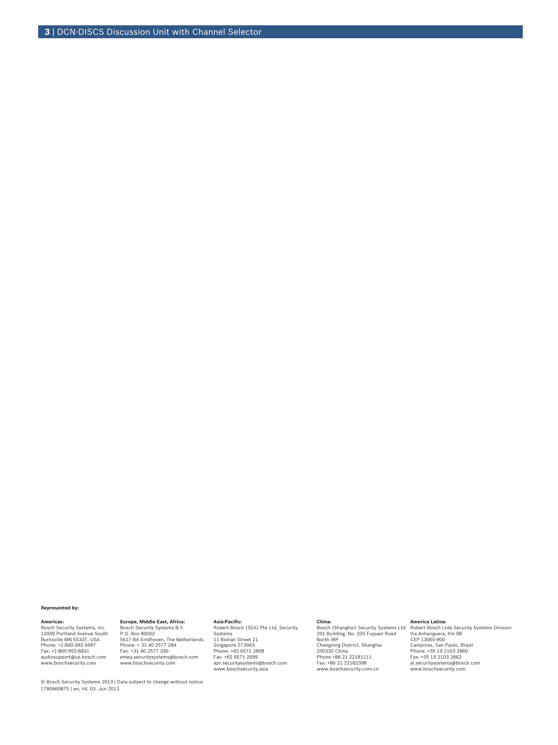**Represented by:**

**Americas:**
Bosch Security Systems, Inc.
12000 Portland Avenue South
Burnsville MN 55337, USA
Phone: +1-800-392-3497
Fax: +1-800-955-6831
audiosupport@us.bosch.com
www.boschsecurity.com

**Europe, Middle East, Africa:**
Bosch Security Systems B.V.
P.O. Box 80002
5617 BA Eindhoven, The Netherlands
Phone: + 31 40 2577 284
Fax: +31 40 2577 330
emea.securitysystems@bosch.com
www.boschsecurity.com

**Asia-Pacific:**
Robert Bosch (SEA) Pte Ltd, Security Systems
11 Bishan Street 21
Singapore 573943
Phone: +65 6571 2808
Fax: +65 6571 2699
apr.securitysystems@bosch.com
www.boschsecurity.asia

**China:**
Bosch (Shanghai) Security Systems Ltd.
201 Building, No. 333 Fuquan Road
North IBP
Changning District, Shanghai
200335 China
Phone +86 21 22181111
Fax: +86 21 22182398
www.boschsecurity.com.cn

**America Latina:**
Robert Bosch Ltda Security Systems Division
Via Anhanguera, Km 98
CEP 13065-900
Campinas, Sao Paulo, Brazil
Phone: +55 19 2103 2860
Fax: +55 19 2103 2862
al.securitysystems@bosch.com
www.boschsecurity.com

© Bosch Security Systems 2013 | Data subject to change without notice
1780660875 | en, V4, 03. Jun 2013